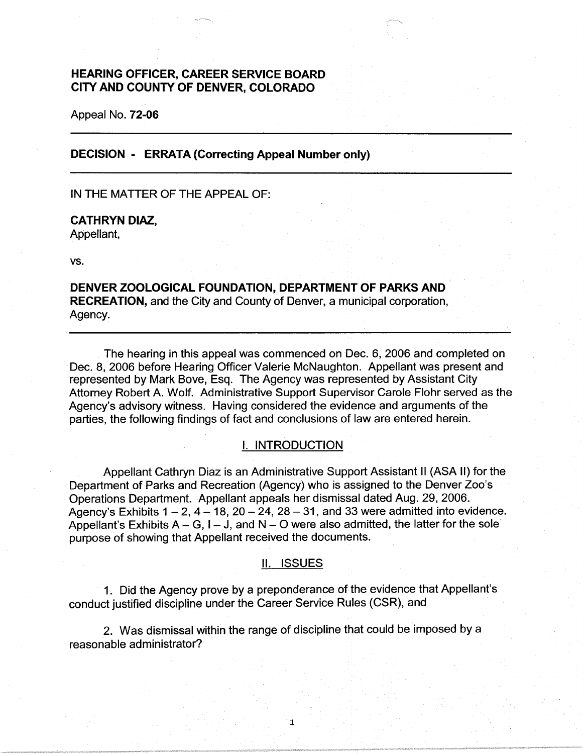# HEARING OFFICER, CAREER SERVICE BOARD
# CITY AND COUNTY OF DENVER, COLORADO

Appeal No. **72-06**

---

## DECISION - ERRATA (Correcting Appeal Number only)

---

IN THE MATTER OF THE APPEAL OF:

**CATHRYN DIAZ,**
Appellant,

vs.

**DENVER ZOOLOGICAL FOUNDATION, DEPARTMENT OF PARKS AND RECREATION,** and the City and County of Denver, a municipal corporation, Agency.

---

The hearing in this appeal was commenced on Dec. 6, 2006 and completed on Dec. 8, 2006 before Hearing Officer Valerie McNaughton. Appellant was present and represented by Mark Bove, Esq. The Agency was represented by Assistant City Attorney Robert A. Wolf. Administrative Support Supervisor Carole Flohr served as the Agency's advisory witness. Having considered the evidence and arguments of the parties, the following findings of fact and conclusions of law are entered herein.

## I. INTRODUCTION

Appellant Cathryn Diaz is an Administrative Support Assistant II (ASA II) for the Department of Parks and Recreation (Agency) who is assigned to the Denver Zoo's Operations Department. Appellant appeals her dismissal dated Aug. 29, 2006. Agency's Exhibits 1 – 2, 4 – 18, 20 – 24, 28 – 31, and 33 were admitted into evidence. Appellant's Exhibits A – G, I – J, and N – O were also admitted, the latter for the sole purpose of showing that Appellant received the documents.

## II. ISSUES

1. Did the Agency prove by a preponderance of the evidence that Appellant's conduct justified discipline under the Career Service Rules (CSR), and

2. Was dismissal within the range of discipline that could be imposed by a reasonable administrator?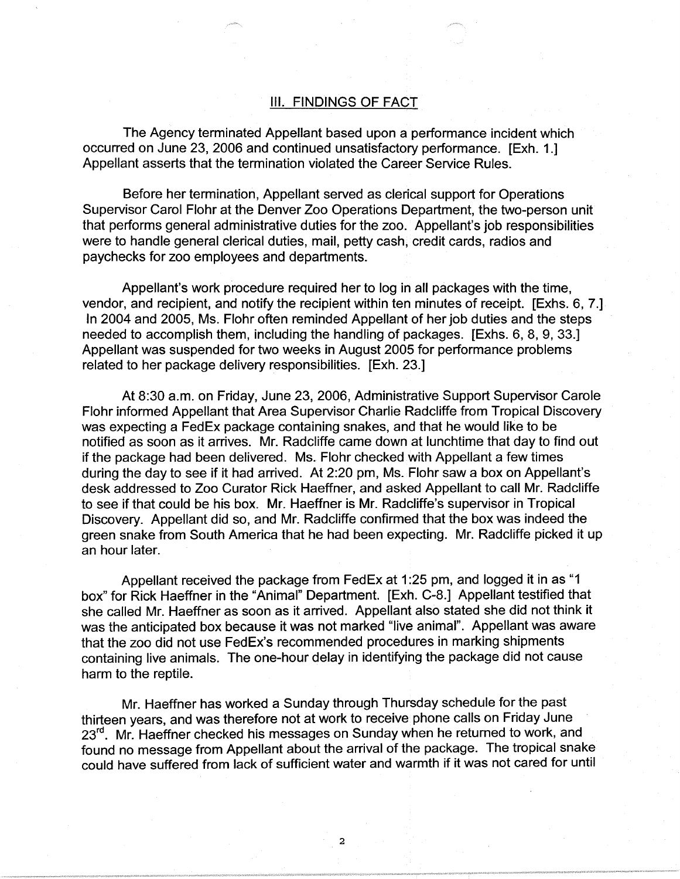## III. FINDINGS OF FACT

The Agency terminated Appellant based upon a performance incident which occurred on June 23, 2006 and continued unsatisfactory performance. [Exh. 1.] Appellant asserts that the termination violated the Career Service Rules.

Before her termination, Appellant served as clerical support for Operations Supervisor Carol Flohr at the Denver Zoo Operations Department, the two-person unit that performs general administrative duties for the zoo. Appellant's job responsibilities were to handle general clerical duties, mail, petty cash, credit cards, radios and paychecks for zoo employees and departments.

Appellant's work procedure required her to log in all packages with the time, vendor, and recipient, and notify the recipient within ten minutes of receipt. [Exhs. 6, 7.] In 2004 and 2005, Ms. Flohr often reminded Appellant of her job duties and the steps needed to accomplish them, including the handling of packages. [Exhs. 6, 8, 9, 33.] Appellant was suspended for two weeks in August 2005 for performance problems related to her package delivery responsibilities. [Exh. 23.]

At 8:30 a.m. on Friday, June 23, 2006, Administrative Support Supervisor Carole Flohr informed Appellant that Area Supervisor Charlie Radcliffe from Tropical Discovery was expecting a FedEx package containing snakes, and that he would like to be notified as soon as it arrives. Mr. Radcliffe came down at lunchtime that day to find out if the package had been delivered. Ms. Flohr checked with Appellant a few times during the day to see if it had arrived. At 2:20 pm, Ms. Flohr saw a box on Appellant's desk addressed to Zoo Curator Rick Haeffner, and asked Appellant to call Mr. Radcliffe to see if that could be his box. Mr. Haeffner is Mr. Radcliffe's supervisor in Tropical Discovery. Appellant did so, and Mr. Radcliffe confirmed that the box was indeed the green snake from South America that he had been expecting. Mr. Radcliffe picked it up an hour later.

Appellant received the package from FedEx at 1:25 pm, and logged it in as "1 box" for Rick Haeffner in the "Animal" Department. [Exh. C-8.] Appellant testified that she called Mr. Haeffner as soon as it arrived. Appellant also stated she did not think it was the anticipated box because it was not marked "live animal". Appellant was aware that the zoo did not use FedEx's recommended procedures in marking shipments containing live animals. The one-hour delay in identifying the package did not cause harm to the reptile.

Mr. Haeffner has worked a Sunday through Thursday schedule for the past thirteen years, and was therefore not at work to receive phone calls on Friday June 23rd. Mr. Haeffner checked his messages on Sunday when he returned to work, and found no message from Appellant about the arrival of the package. The tropical snake could have suffered from lack of sufficient water and warmth if it was not cared for until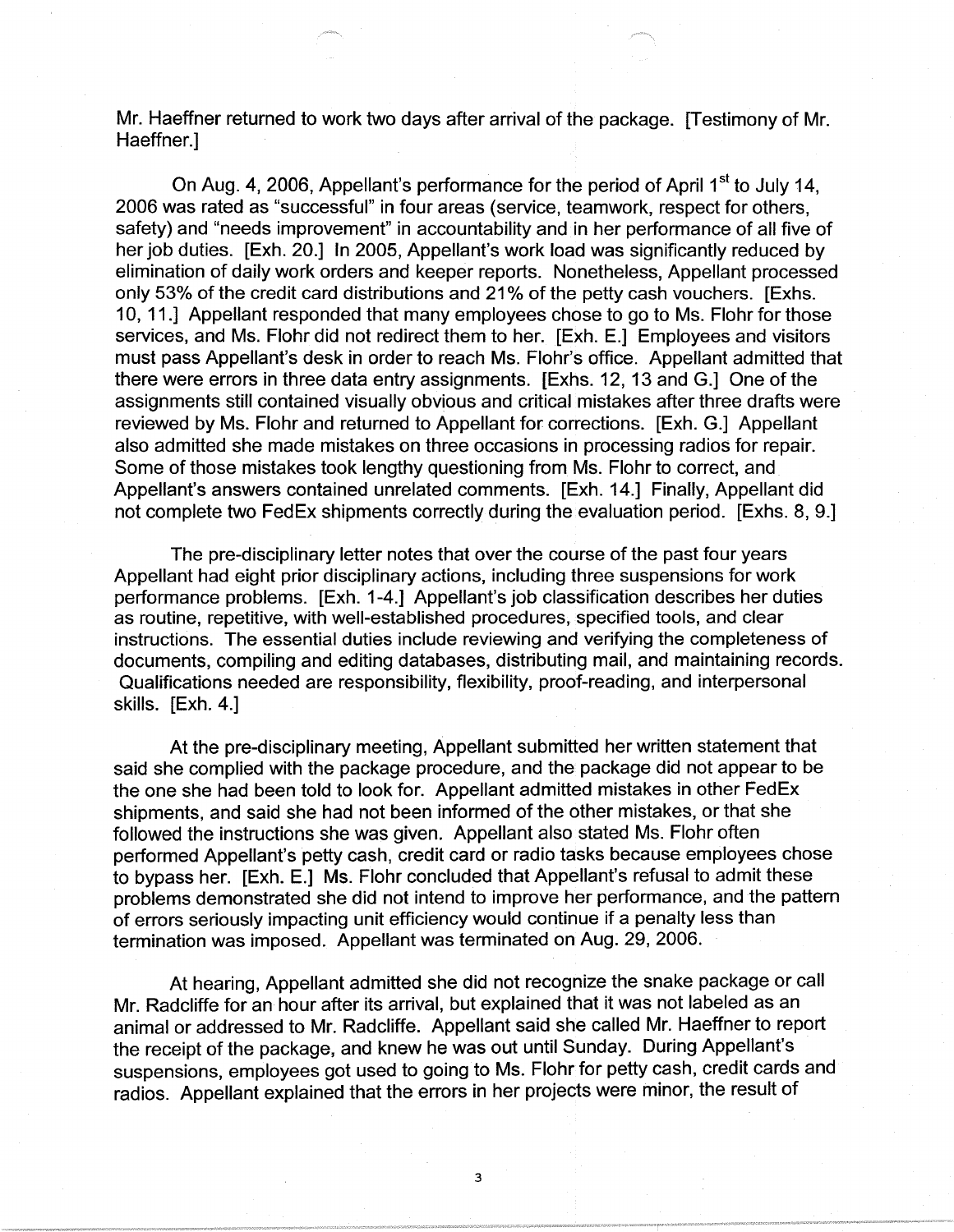Mr. Haeffner returned to work two days after arrival of the package. [Testimony of Mr. Haeffner.]

On Aug. 4, 2006, Appellant's performance for the period of April 1st to July 14, 2006 was rated as "successful" in four areas (service, teamwork, respect for others, safety) and "needs improvement" in accountability and in her performance of all five of her job duties. [Exh. 20.] In 2005, Appellant's work load was significantly reduced by elimination of daily work orders and keeper reports. Nonetheless, Appellant processed only 53% of the credit card distributions and 21% of the petty cash vouchers. [Exhs. 10, 11.] Appellant responded that many employees chose to go to Ms. Flohr for those services, and Ms. Flohr did not redirect them to her. [Exh. E.] Employees and visitors must pass Appellant's desk in order to reach Ms. Flohr's office. Appellant admitted that there were errors in three data entry assignments. [Exhs. 12, 13 and G.] One of the assignments still contained visually obvious and critical mistakes after three drafts were reviewed by Ms. Flohr and returned to Appellant for corrections. [Exh. G.] Appellant also admitted she made mistakes on three occasions in processing radios for repair. Some of those mistakes took lengthy questioning from Ms. Flohr to correct, and Appellant's answers contained unrelated comments. [Exh. 14.] Finally, Appellant did not complete two FedEx shipments correctly during the evaluation period. [Exhs. 8, 9.]

The pre-disciplinary letter notes that over the course of the past four years Appellant had eight prior disciplinary actions, including three suspensions for work performance problems. [Exh. 1-4.] Appellant's job classification describes her duties as routine, repetitive, with well-established procedures, specified tools, and clear instructions. The essential duties include reviewing and verifying the completeness of documents, compiling and editing databases, distributing mail, and maintaining records. Qualifications needed are responsibility, flexibility, proof-reading, and interpersonal skills. [Exh. 4.]

At the pre-disciplinary meeting, Appellant submitted her written statement that said she complied with the package procedure, and the package did not appear to be the one she had been told to look for. Appellant admitted mistakes in other FedEx shipments, and said she had not been informed of the other mistakes, or that she followed the instructions she was given. Appellant also stated Ms. Flohr often performed Appellant's petty cash, credit card or radio tasks because employees chose to bypass her. [Exh. E.] Ms. Flohr concluded that Appellant's refusal to admit these problems demonstrated she did not intend to improve her performance, and the pattern of errors seriously impacting unit efficiency would continue if a penalty less than termination was imposed. Appellant was terminated on Aug. 29, 2006.

At hearing, Appellant admitted she did not recognize the snake package or call Mr. Radcliffe for an hour after its arrival, but explained that it was not labeled as an animal or addressed to Mr. Radcliffe. Appellant said she called Mr. Haeffner to report the receipt of the package, and knew he was out until Sunday. During Appellant's suspensions, employees got used to going to Ms. Flohr for petty cash, credit cards and radios. Appellant explained that the errors in her projects were minor, the result of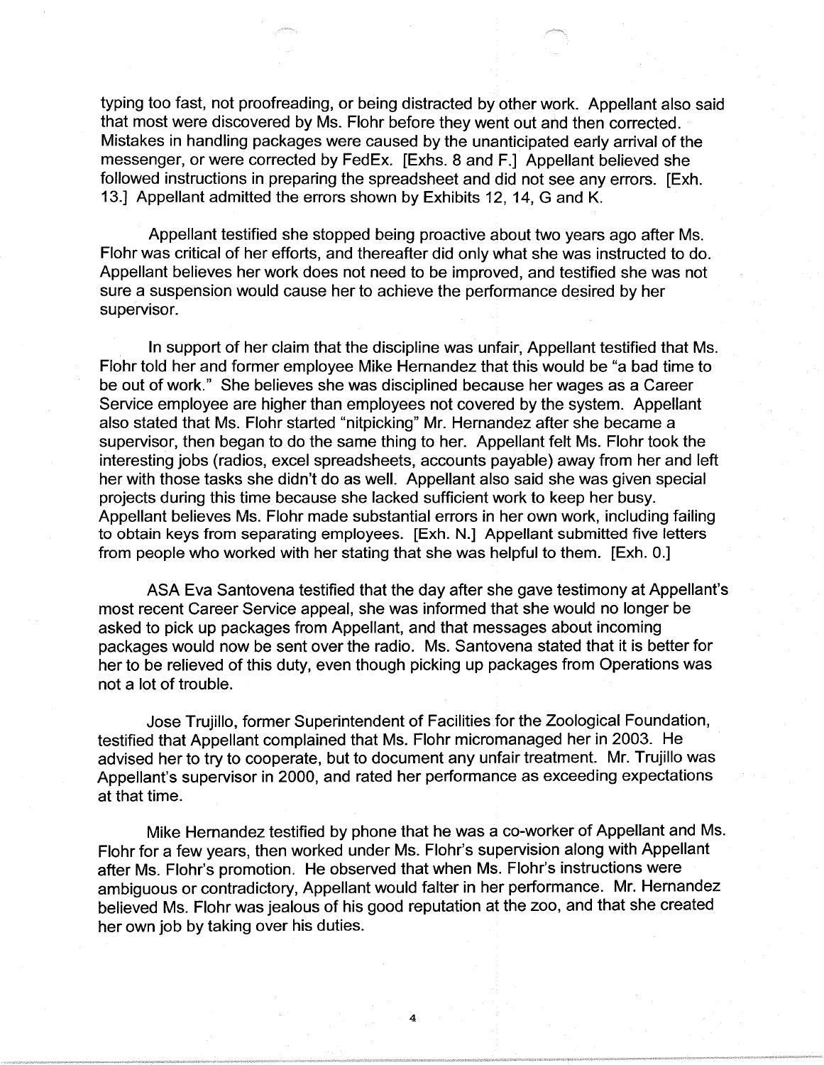typing too fast, not proofreading, or being distracted by other work. Appellant also said that most were discovered by Ms. Flohr before they went out and then corrected. Mistakes in handling packages were caused by the unanticipated early arrival of the messenger, or were corrected by FedEx. [Exhs. 8 and F.] Appellant believed she followed instructions in preparing the spreadsheet and did not see any errors. [Exh. 13.] Appellant admitted the errors shown by Exhibits 12, 14, G and K.

Appellant testified she stopped being proactive about two years ago after Ms. Flohr was critical of her efforts, and thereafter did only what she was instructed to do. Appellant believes her work does not need to be improved, and testified she was not sure a suspension would cause her to achieve the performance desired by her supervisor.

In support of her claim that the discipline was unfair, Appellant testified that Ms. Flohr told her and former employee Mike Hernandez that this would be "a bad time to be out of work." She believes she was disciplined because her wages as a Career Service employee are higher than employees not covered by the system. Appellant also stated that Ms. Flohr started "nitpicking" Mr. Hernandez after she became a supervisor, then began to do the same thing to her. Appellant felt Ms. Flohr took the interesting jobs (radios, excel spreadsheets, accounts payable) away from her and left her with those tasks she didn't do as well. Appellant also said she was given special projects during this time because she lacked sufficient work to keep her busy. Appellant believes Ms. Flohr made substantial errors in her own work, including failing to obtain keys from separating employees. [Exh. N.] Appellant submitted five letters from people who worked with her stating that she was helpful to them. [Exh. 0.]

ASA Eva Santovena testified that the day after she gave testimony at Appellant's most recent Career Service appeal, she was informed that she would no longer be asked to pick up packages from Appellant, and that messages about incoming packages would now be sent over the radio. Ms. Santovena stated that it is better for her to be relieved of this duty, even though picking up packages from Operations was not a lot of trouble.

Jose Trujillo, former Superintendent of Facilities for the Zoological Foundation, testified that Appellant complained that Ms. Flohr micromanaged her in 2003. He advised her to try to cooperate, but to document any unfair treatment. Mr. Trujillo was Appellant's supervisor in 2000, and rated her performance as exceeding expectations at that time.

Mike Hernandez testified by phone that he was a co-worker of Appellant and Ms. Flohr for a few years, then worked under Ms. Flohr's supervision along with Appellant after Ms. Flohr's promotion. He observed that when Ms. Flohr's instructions were ambiguous or contradictory, Appellant would falter in her performance. Mr. Hernandez believed Ms. Flohr was jealous of his good reputation at the zoo, and that she created her own job by taking over his duties.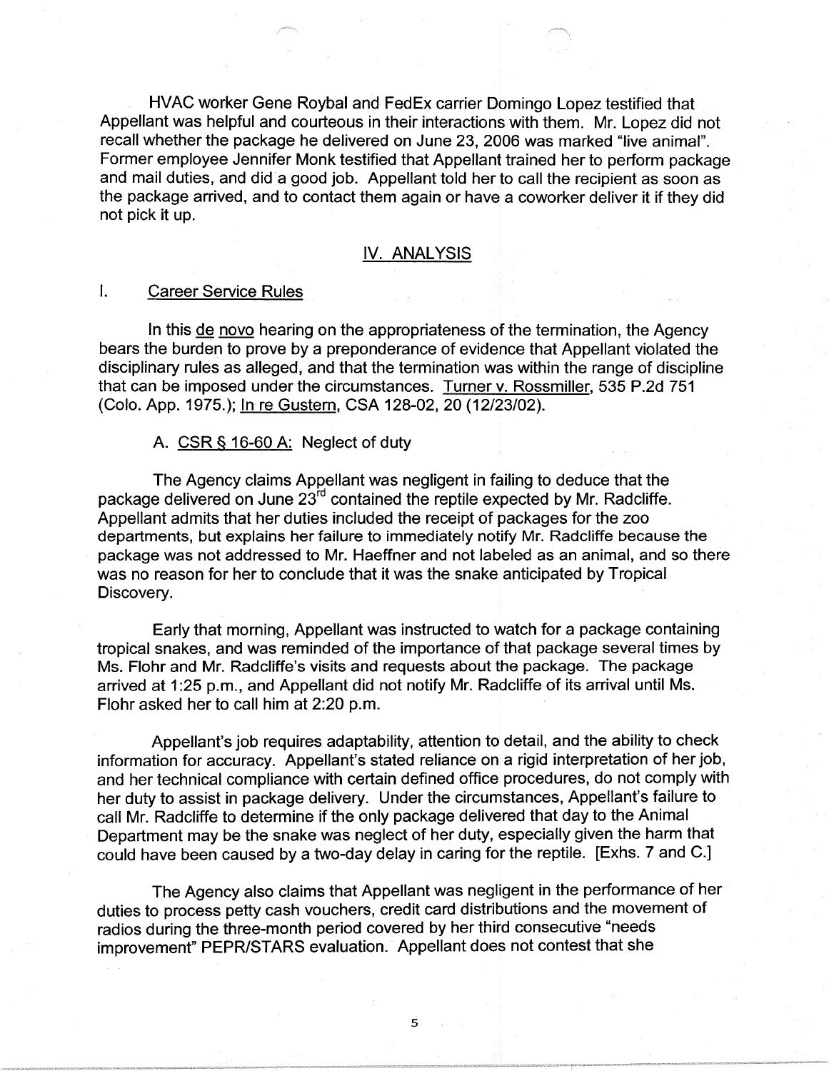HVAC worker Gene Roybal and FedEx carrier Domingo Lopez testified that Appellant was helpful and courteous in their interactions with them. Mr. Lopez did not recall whether the package he delivered on June 23, 2006 was marked "live animal". Former employee Jennifer Monk testified that Appellant trained her to perform package and mail duties, and did a good job. Appellant told her to call the recipient as soon as the package arrived, and to contact them again or have a coworker deliver it if they did not pick it up.

## IV. ANALYSIS

### I. Career Service Rules

In this de novo hearing on the appropriateness of the termination, the Agency bears the burden to prove by a preponderance of evidence that Appellant violated the disciplinary rules as alleged, and that the termination was within the range of discipline that can be imposed under the circumstances. Turner v. Rossmiller, 535 P.2d 751 (Colo. App. 1975.); In re Gustern, CSA 128-02, 20 (12/23/02).

#### A. CSR § 16-60 A: Neglect of duty

The Agency claims Appellant was negligent in failing to deduce that the package delivered on June 23rd contained the reptile expected by Mr. Radcliffe. Appellant admits that her duties included the receipt of packages for the zoo departments, but explains her failure to immediately notify Mr. Radcliffe because the package was not addressed to Mr. Haeffner and not labeled as an animal, and so there was no reason for her to conclude that it was the snake anticipated by Tropical Discovery.

Early that morning, Appellant was instructed to watch for a package containing tropical snakes, and was reminded of the importance of that package several times by Ms. Flohr and Mr. Radcliffe's visits and requests about the package. The package arrived at 1:25 p.m., and Appellant did not notify Mr. Radcliffe of its arrival until Ms. Flohr asked her to call him at 2:20 p.m.

Appellant's job requires adaptability, attention to detail, and the ability to check information for accuracy. Appellant's stated reliance on a rigid interpretation of her job, and her technical compliance with certain defined office procedures, do not comply with her duty to assist in package delivery. Under the circumstances, Appellant's failure to call Mr. Radcliffe to determine if the only package delivered that day to the Animal Department may be the snake was neglect of her duty, especially given the harm that could have been caused by a two-day delay in caring for the reptile. [Exhs. 7 and C.]

The Agency also claims that Appellant was negligent in the performance of her duties to process petty cash vouchers, credit card distributions and the movement of radios during the three-month period covered by her third consecutive "needs improvement" PEPR/STARS evaluation. Appellant does not contest that she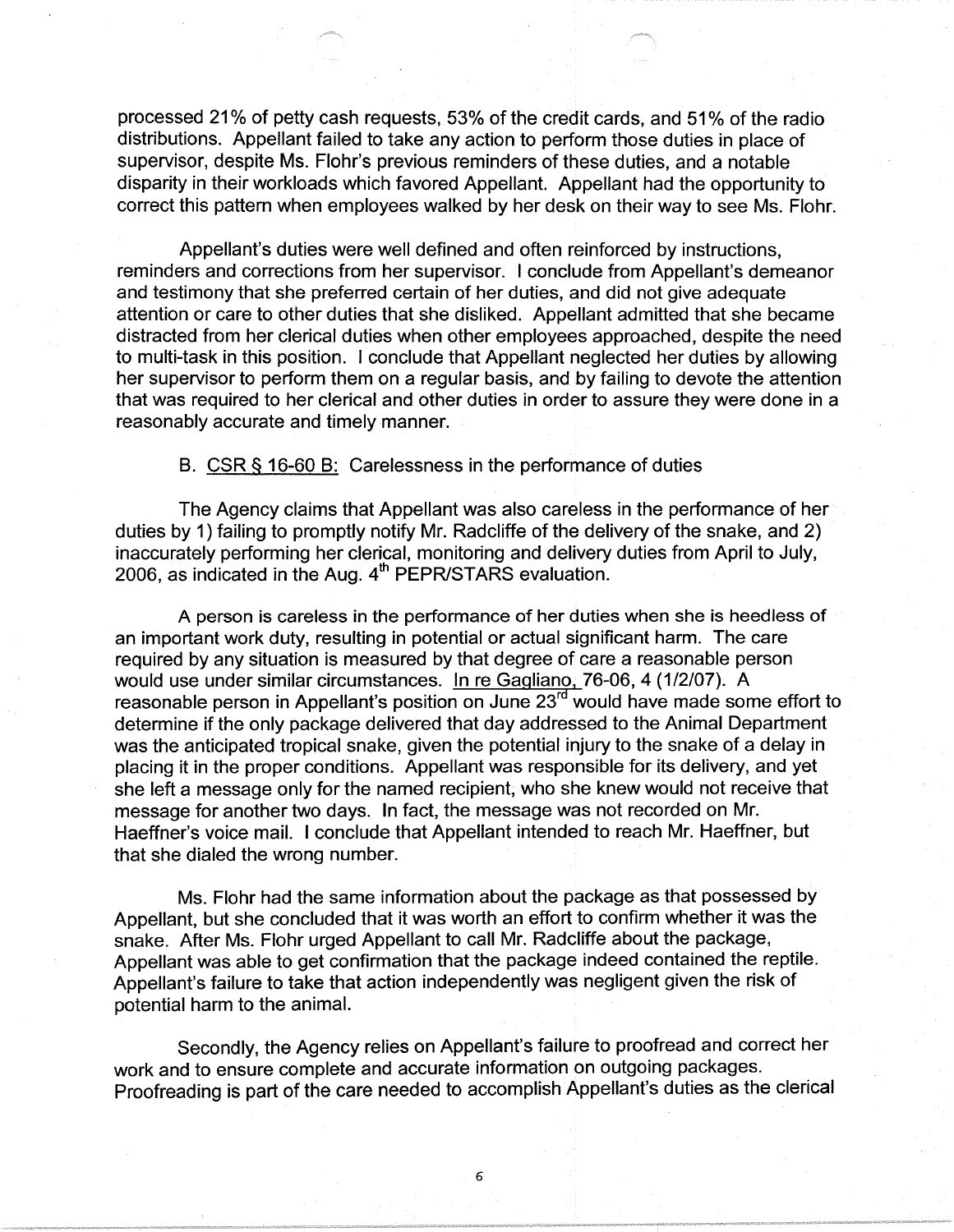processed 21% of petty cash requests, 53% of the credit cards, and 51% of the radio distributions. Appellant failed to take any action to perform those duties in place of supervisor, despite Ms. Flohr's previous reminders of these duties, and a notable disparity in their workloads which favored Appellant. Appellant had the opportunity to correct this pattern when employees walked by her desk on their way to see Ms. Flohr.

Appellant's duties were well defined and often reinforced by instructions, reminders and corrections from her supervisor. I conclude from Appellant's demeanor and testimony that she preferred certain of her duties, and did not give adequate attention or care to other duties that she disliked. Appellant admitted that she became distracted from her clerical duties when other employees approached, despite the need to multi-task in this position. I conclude that Appellant neglected her duties by allowing her supervisor to perform them on a regular basis, and by failing to devote the attention that was required to her clerical and other duties in order to assure they were done in a reasonably accurate and timely manner.

B. <u>CSR § 16-60 B:</u> Carelessness in the performance of duties

The Agency claims that Appellant was also careless in the performance of her duties by 1) failing to promptly notify Mr. Radcliffe of the delivery of the snake, and 2) inaccurately performing her clerical, monitoring and delivery duties from April to July, 2006, as indicated in the Aug. 4th PEPR/STARS evaluation.

A person is careless in the performance of her duties when she is heedless of an important work duty, resulting in potential or actual significant harm. The care required by any situation is measured by that degree of care a reasonable person would use under similar circumstances. <u>In re Gagliano,</u> 76-06, 4 (1/2/07). A reasonable person in Appellant's position on June 23rd would have made some effort to determine if the only package delivered that day addressed to the Animal Department was the anticipated tropical snake, given the potential injury to the snake of a delay in placing it in the proper conditions. Appellant was responsible for its delivery, and yet she left a message only for the named recipient, who she knew would not receive that message for another two days. In fact, the message was not recorded on Mr. Haeffner's voice mail. I conclude that Appellant intended to reach Mr. Haeffner, but that she dialed the wrong number.

Ms. Flohr had the same information about the package as that possessed by Appellant, but she concluded that it was worth an effort to confirm whether it was the snake. After Ms. Flohr urged Appellant to call Mr. Radcliffe about the package, Appellant was able to get confirmation that the package indeed contained the reptile. Appellant's failure to take that action independently was negligent given the risk of potential harm to the animal.

Secondly, the Agency relies on Appellant's failure to proofread and correct her work and to ensure complete and accurate information on outgoing packages. Proofreading is part of the care needed to accomplish Appellant's duties as the clerical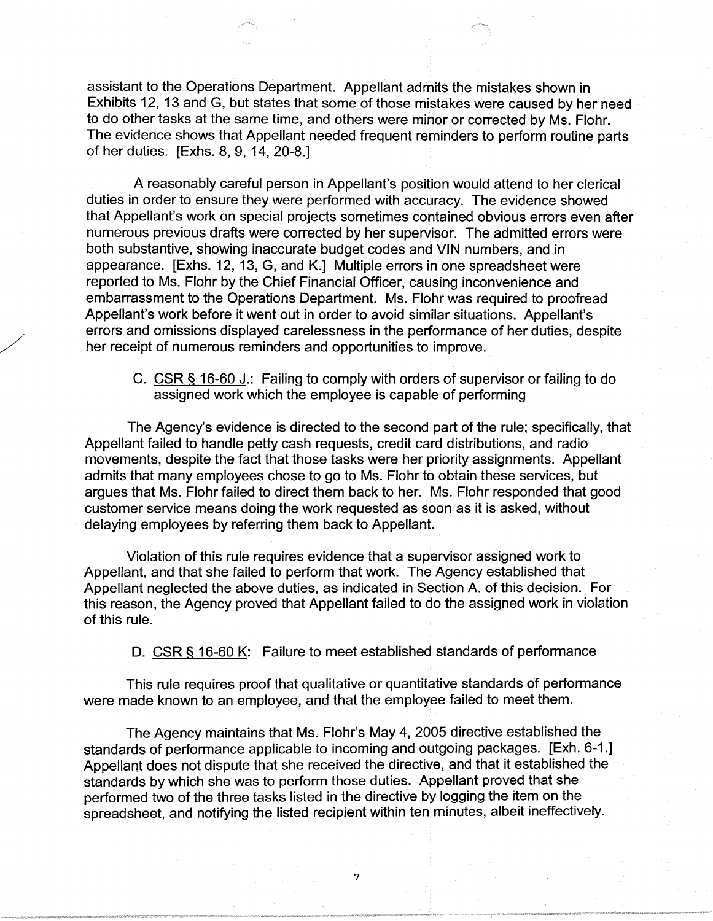assistant to the Operations Department. Appellant admits the mistakes shown in Exhibits 12, 13 and G, but states that some of those mistakes were caused by her need to do other tasks at the same time, and others were minor or corrected by Ms. Flohr. The evidence shows that Appellant needed frequent reminders to perform routine parts of her duties. [Exhs. 8, 9, 14, 20-8.]

A reasonably careful person in Appellant's position would attend to her clerical duties in order to ensure they were performed with accuracy. The evidence showed that Appellant's work on special projects sometimes contained obvious errors even after numerous previous drafts were corrected by her supervisor. The admitted errors were both substantive, showing inaccurate budget codes and VIN numbers, and in appearance. [Exhs. 12, 13, G, and K.] Multiple errors in one spreadsheet were reported to Ms. Flohr by the Chief Financial Officer, causing inconvenience and embarrassment to the Operations Department. Ms. Flohr was required to proofread Appellant's work before it went out in order to avoid similar situations. Appellant's errors and omissions displayed carelessness in the performance of her duties, despite her receipt of numerous reminders and opportunities to improve.

C. CSR § 16-60 J.: Failing to comply with orders of supervisor or failing to do assigned work which the employee is capable of performing

The Agency's evidence is directed to the second part of the rule; specifically, that Appellant failed to handle petty cash requests, credit card distributions, and radio movements, despite the fact that those tasks were her priority assignments. Appellant admits that many employees chose to go to Ms. Flohr to obtain these services, but argues that Ms. Flohr failed to direct them back to her. Ms. Flohr responded that good customer service means doing the work requested as soon as it is asked, without delaying employees by referring them back to Appellant.

Violation of this rule requires evidence that a supervisor assigned work to Appellant, and that she failed to perform that work. The Agency established that Appellant neglected the above duties, as indicated in Section A. of this decision. For this reason, the Agency proved that Appellant failed to do the assigned work in violation of this rule.

D. CSR § 16-60 K: Failure to meet established standards of performance

This rule requires proof that qualitative or quantitative standards of performance were made known to an employee, and that the employee failed to meet them.

The Agency maintains that Ms. Flohr's May 4, 2005 directive established the standards of performance applicable to incoming and outgoing packages. [Exh. 6-1.] Appellant does not dispute that she received the directive, and that it established the standards by which she was to perform those duties. Appellant proved that she performed two of the three tasks listed in the directive by logging the item on the spreadsheet, and notifying the listed recipient within ten minutes, albeit ineffectively.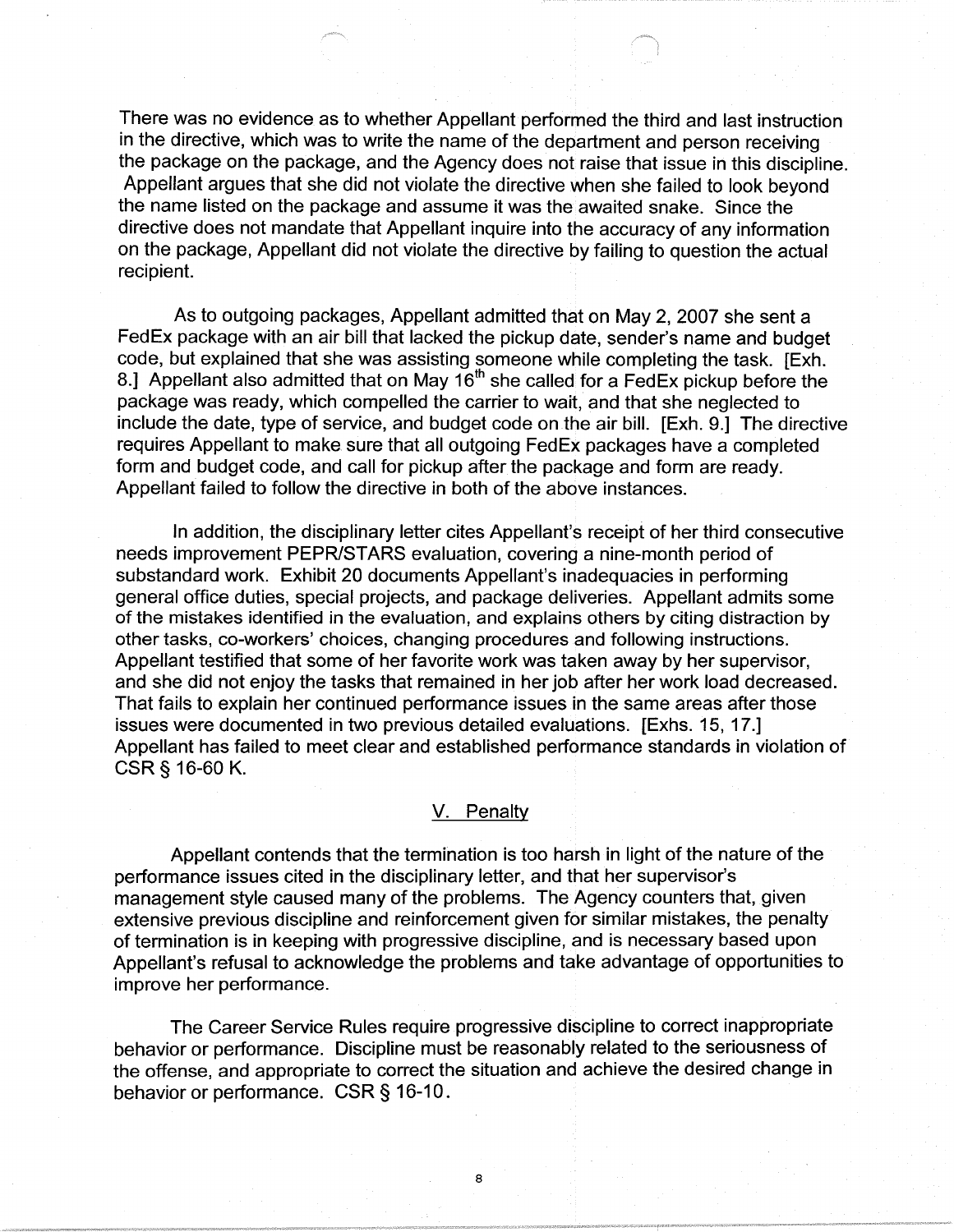There was no evidence as to whether Appellant performed the third and last instruction in the directive, which was to write the name of the department and person receiving the package on the package, and the Agency does not raise that issue in this discipline. Appellant argues that she did not violate the directive when she failed to look beyond the name listed on the package and assume it was the awaited snake. Since the directive does not mandate that Appellant inquire into the accuracy of any information on the package, Appellant did not violate the directive by failing to question the actual recipient.

As to outgoing packages, Appellant admitted that on May 2, 2007 she sent a FedEx package with an air bill that lacked the pickup date, sender's name and budget code, but explained that she was assisting someone while completing the task. [Exh. 8.] Appellant also admitted that on May 16th she called for a FedEx pickup before the package was ready, which compelled the carrier to wait, and that she neglected to include the date, type of service, and budget code on the air bill. [Exh. 9.] The directive requires Appellant to make sure that all outgoing FedEx packages have a completed form and budget code, and call for pickup after the package and form are ready. Appellant failed to follow the directive in both of the above instances.

In addition, the disciplinary letter cites Appellant's receipt of her third consecutive needs improvement PEPR/STARS evaluation, covering a nine-month period of substandard work. Exhibit 20 documents Appellant's inadequacies in performing general office duties, special projects, and package deliveries. Appellant admits some of the mistakes identified in the evaluation, and explains others by citing distraction by other tasks, co-workers' choices, changing procedures and following instructions. Appellant testified that some of her favorite work was taken away by her supervisor, and she did not enjoy the tasks that remained in her job after her work load decreased. That fails to explain her continued performance issues in the same areas after those issues were documented in two previous detailed evaluations. [Exhs. 15, 17.] Appellant has failed to meet clear and established performance standards in violation of CSR § 16-60 K.

## V. Penalty

Appellant contends that the termination is too harsh in light of the nature of the performance issues cited in the disciplinary letter, and that her supervisor's management style caused many of the problems. The Agency counters that, given extensive previous discipline and reinforcement given for similar mistakes, the penalty of termination is in keeping with progressive discipline, and is necessary based upon Appellant's refusal to acknowledge the problems and take advantage of opportunities to improve her performance.

The Career Service Rules require progressive discipline to correct inappropriate behavior or performance. Discipline must be reasonably related to the seriousness of the offense, and appropriate to correct the situation and achieve the desired change in behavior or performance. CSR § 16-10.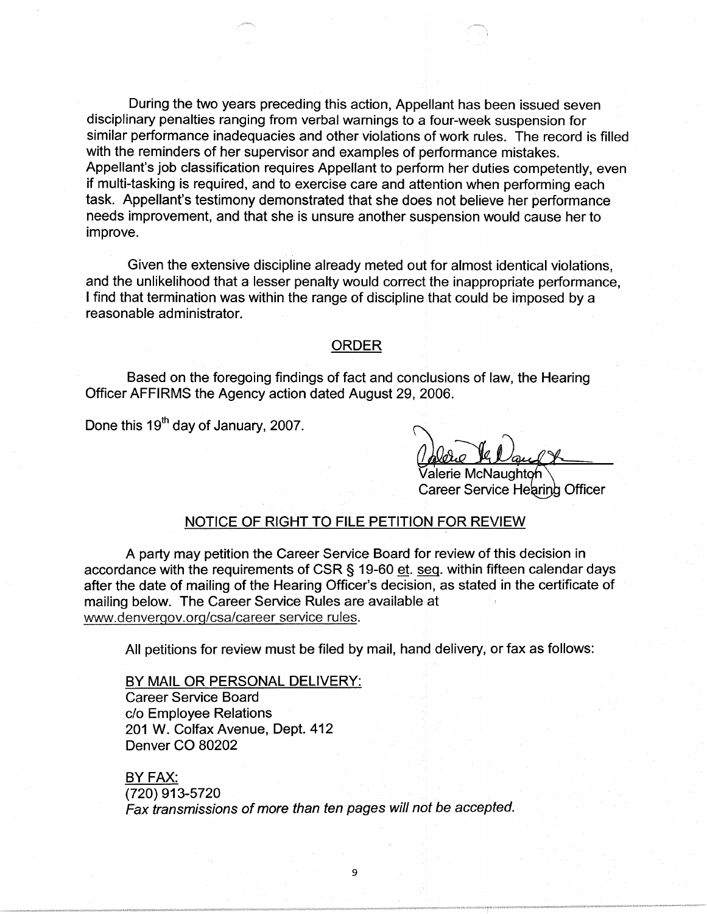During the two years preceding this action, Appellant has been issued seven disciplinary penalties ranging from verbal warnings to a four-week suspension for similar performance inadequacies and other violations of work rules. The record is filled with the reminders of her supervisor and examples of performance mistakes. Appellant's job classification requires Appellant to perform her duties competently, even if multi-tasking is required, and to exercise care and attention when performing each task. Appellant's testimony demonstrated that she does not believe her performance needs improvement, and that she is unsure another suspension would cause her to improve.

Given the extensive discipline already meted out for almost identical violations, and the unlikelihood that a lesser penalty would correct the inappropriate performance, I find that termination was within the range of discipline that could be imposed by a reasonable administrator.

## ORDER

Based on the foregoing findings of fact and conclusions of law, the Hearing Officer AFFIRMS the Agency action dated August 29, 2006.

Done this 19th day of January, 2007.

Valerie McNaughton
Career Service Hearing Officer

## NOTICE OF RIGHT TO FILE PETITION FOR REVIEW

A party may petition the Career Service Board for review of this decision in accordance with the requirements of CSR § 19-60 et. seq. within fifteen calendar days after the date of mailing of the Hearing Officer's decision, as stated in the certificate of mailing below. The Career Service Rules are available at www.denvergov.org/csa/career service rules.

All petitions for review must be filed by mail, hand delivery, or fax as follows:

BY MAIL OR PERSONAL DELIVERY:
Career Service Board
c/o Employee Relations
201 W. Colfax Avenue, Dept. 412
Denver CO 80202

BY FAX:
(720) 913-5720
*Fax transmissions of more than ten pages will not be accepted.*